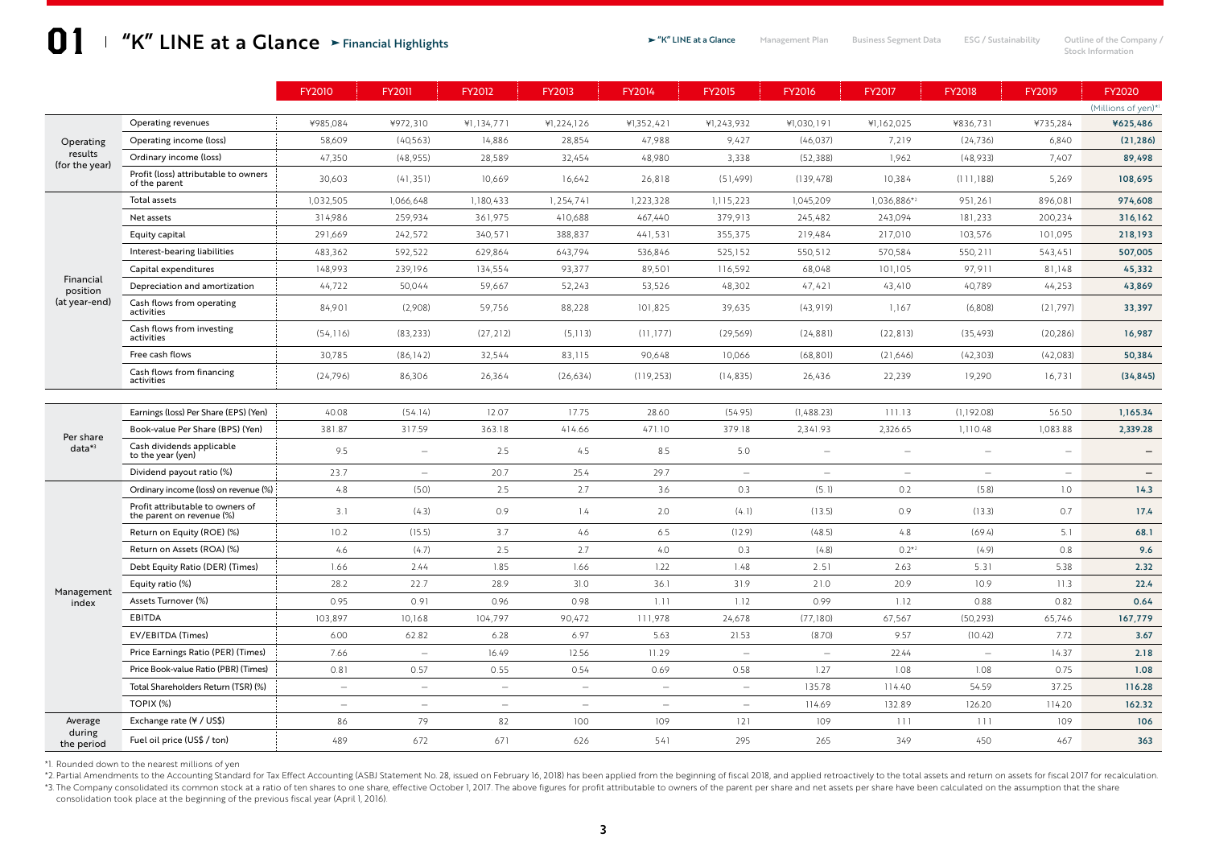# 01 "K" LINE at a Glance ➤ Financial Highlights

| | | FY2010 | FY2011 | FY2012 | FY2013 | FY2014 | FY2015 | FY2016 | FY2017 | FY2018 | FY2019 | FY2020 |
|---|---|---|---|---|---|---|---|---|---|---|---|---|
| | | | | | | | | | | | | (Millions of yen)*1 |
| Operating results (for the year) | Operating revenues | ¥985,084 | ¥972,310 | ¥1,134,771 | ¥1,224,126 | ¥1,352,421 | ¥1,243,932 | ¥1,030,191 | ¥1,162,025 | ¥836,731 | ¥735,284 | **¥625,486** |
| | Operating income (loss) | 58,609 | (40,563) | 14,886 | 28,854 | 47,988 | 9,427 | (46,037) | 7,219 | (24,736) | 6,840 | **(21,286)** |
| | Ordinary income (loss) | 47,350 | (48,955) | 28,589 | 32,454 | 48,980 | 3,338 | (52,388) | 1,962 | (48,933) | 7,407 | **89,498** |
| | Profit (loss) attributable to owners of the parent | 30,603 | (41,351) | 10,669 | 16,642 | 26,818 | (51,499) | (139,478) | 10,384 | (111,188) | 5,269 | **108,695** |
| Financial position (at year-end) | Total assets | 1,032,505 | 1,066,648 | 1,180,433 | 1,254,741 | 1,223,328 | 1,115,223 | 1,045,209 | 1,036,886*2 | 951,261 | 896,081 | **974,608** |
| | Net assets | 314,986 | 259,934 | 361,975 | 410,688 | 467,440 | 379,913 | 245,482 | 243,094 | 181,233 | 200,234 | **316,162** |
| | Equity capital | 291,669 | 242,572 | 340,571 | 388,837 | 441,531 | 355,375 | 219,484 | 217,010 | 103,576 | 101,095 | **218,193** |
| | Interest-bearing liabilities | 483,362 | 592,522 | 629,864 | 643,794 | 536,846 | 525,152 | 550,512 | 570,584 | 550,211 | 543,451 | **507,005** |
| | Capital expenditures | 148,993 | 239,196 | 134,554 | 93,377 | 89,501 | 116,592 | 68,048 | 101,105 | 97,911 | 81,148 | **45,332** |
| | Depreciation and amortization | 44,722 | 50,044 | 59,667 | 52,243 | 53,526 | 48,302 | 47,421 | 43,410 | 40,789 | 44,253 | **43,869** |
| | Cash flows from operating activities | 84,901 | (2,908) | 59,756 | 88,228 | 101,825 | 39,635 | (43,919) | 1,167 | (6,808) | (21,797) | **33,397** |
| | Cash flows from investing activities | (54,116) | (83,233) | (27,212) | (5,113) | (11,177) | (29,569) | (24,881) | (22,813) | (35,493) | (20,286) | **16,987** |
| | Free cash flows | 30,785 | (86,142) | 32,544 | 83,115 | 90,648 | 10,066 | (68,801) | (21,646) | (42,303) | (42,083) | **50,384** |
| | Cash flows from financing activities | (24,796) | 86,306 | 26,364 | (26,634) | (119,253) | (14,835) | 26,436 | 22,239 | 19,290 | 16,731 | **(34,845)** |
| Per share data*3 | Earnings (loss) Per Share (EPS) (Yen) | 40.08 | (54.14) | 12.07 | 17.75 | 28.60 | (54.95) | (1,488.23) | 111.13 | (1,192.08) | 56.50 | **1,165.34** |
| | Book-value Per Share (BPS) (Yen) | 381.87 | 317.59 | 363.18 | 414.66 | 471.10 | 379.18 | 2,341.93 | 2,326.65 | 1,110.48 | 1,083.88 | **2,339.28** |
| | Cash dividends applicable to the year (yen) | 9.5 | – | 2.5 | 4.5 | 8.5 | 5.0 | – | – | – | – | **–** |
| | Dividend payout ratio (%) | 23.7 | – | 20.7 | 25.4 | 29.7 | – | – | – | – | – | **–** |
| Management index | Ordinary income (loss) on revenue (%) | 4.8 | (5.0) | 2.5 | 2.7 | 3.6 | 0.3 | (5.1) | 0.2 | (5.8) | 1.0 | **14.3** |
| | Profit attributable to owners of the parent on revenue (%) | 3.1 | (4.3) | 0.9 | 1.4 | 2.0 | (4.1) | (13.5) | 0.9 | (13.3) | 0.7 | **17.4** |
| | Return on Equity (ROE) (%) | 10.2 | (15.5) | 3.7 | 4.6 | 6.5 | (12.9) | (48.5) | 4.8 | (69.4) | 5.1 | **68.1** |
| | Return on Assets (ROA) (%) | 4.6 | (4.7) | 2.5 | 2.7 | 4.0 | 0.3 | (4.8) | 0.2*2 | (4.9) | 0.8 | **9.6** |
| | Debt Equity Ratio (DER) (Times) | 1.66 | 2.44 | 1.85 | 1.66 | 1.22 | 1.48 | 2.51 | 2.63 | 5.31 | 5.38 | **2.32** |
| | Equity ratio (%) | 28.2 | 22.7 | 28.9 | 31.0 | 36.1 | 31.9 | 21.0 | 20.9 | 10.9 | 11.3 | **22.4** |
| | Assets Turnover (%) | 0.95 | 0.91 | 0.96 | 0.98 | 1.11 | 1.12 | 0.99 | 1.12 | 0.88 | 0.82 | **0.64** |
| | EBITDA | 103,897 | 10,168 | 104,797 | 90,472 | 111,978 | 24,678 | (77,180) | 67,567 | (50,293) | 65,746 | **167,779** |
| | EV/EBITDA (Times) | 6.00 | 62.82 | 6.28 | 6.97 | 5.63 | 21.53 | (8.70) | 9.57 | (10.42) | 7.72 | **3.67** |
| | Price Earnings Ratio (PER) (Times) | 7.66 | – | 16.49 | 12.56 | 11.29 | – | – | 22.44 | – | 14.37 | **2.18** |
| | Price Book-value Ratio (PBR) (Times) | 0.81 | 0.57 | 0.55 | 0.54 | 0.69 | 0.58 | 1.27 | 1.08 | 1.08 | 0.75 | **1.08** |
| | Total Shareholders Return (TSR) (%) | – | – | – | – | – | – | 135.78 | 114.40 | 54.59 | 37.25 | **116.28** |
| | TOPIX (%) | – | – | – | – | – | – | 114.69 | 132.89 | 126.20 | 114.20 | **162.32** |
| Average during the period | Exchange rate (¥ / US$) | 86 | 79 | 82 | 100 | 109 | 121 | 109 | 111 | 111 | 109 | **106** |
| | Fuel oil price (US$ / ton) | 489 | 672 | 671 | 626 | 541 | 295 | 265 | 349 | 450 | 467 | **363** |

*1. Rounded down to the nearest millions of yen

*2. Partial Amendments to the Accounting Standard for Tax Effect Accounting (ASBJ Statement No. 28, issued on February 16, 2018) has been applied from the beginning of fiscal 2018, and applied retroactively to the total assets and return on assets for fiscal 2017 for recalculation.

*3. The Company consolidated its common stock at a ratio of ten shares to one share, effective October 1, 2017. The above figures for profit attributable to owners of the parent per share and net assets per share have been calculated on the assumption that the share consolidation took place at the beginning of the previous fiscal year (April 1, 2016).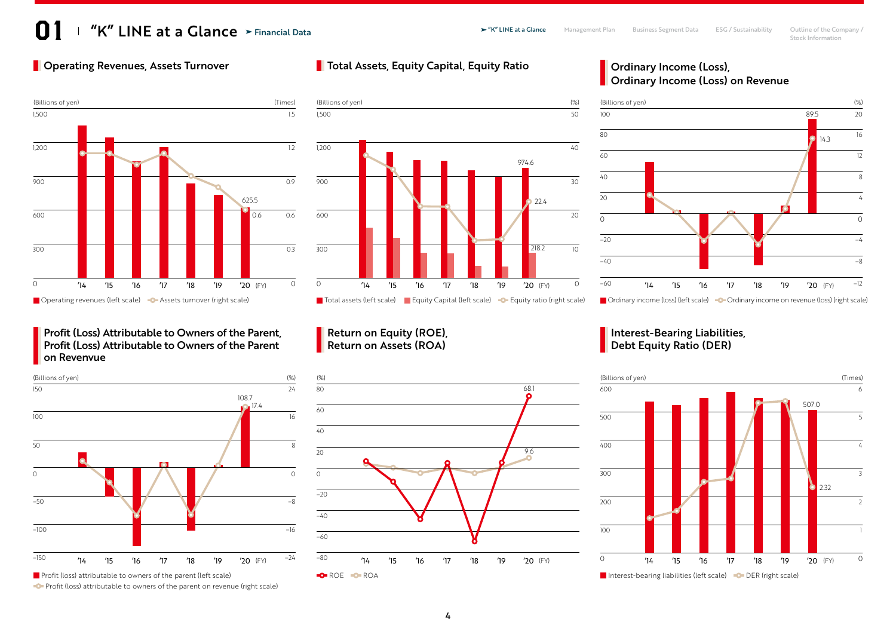# 01 "K" LINE at a Glance ➤ Financial Data

## Operating Revenues, Assets Turnover

(Billions of yen) (Times)

1,500 / 1,200 / 900 / 600 / 300 / 0 — 1.5 / 1.2 / 0.9 / 0.6 / 0.3 / 0

625.5 0.6

'14 '15 '16 '17 '18 '19 '20 (FY)

Operating revenues (left scale) Assets turnover (right scale)

## Total Assets, Equity Capital, Equity Ratio

(Billions of yen) (%)

1,500 / 1,200 / 900 / 600 / 300 / 0 — 50 / 40 / 30 / 20 / 10 / 0

974.6 22.4 218.2

'14 '15 '16 '17 '18 '19 '20 (FY)

Total assets (left scale) Equity Capital (left scale) Equity ratio (right scale)

## Ordinary Income (Loss), Ordinary Income (Loss) on Revenue

(Billions of yen) (%)

100 / 80 / 60 / 40 / 20 / 0 / −20 / −40 / −60 — 20 / 16 / 12 / 8 / 4 / 0 / −4 / −8 / −12

89.5 14.3

'14 '15 '16 '17 '18 '19 '20 (FY)

Ordinary income (loss) (left scale) Ordinary income on revenue (loss) (right scale)

## Profit (Loss) Attributable to Owners of the Parent, Profit (Loss) Attributable to Owners of the Parent on Revenvue

(Billions of yen) (%)

150 / 100 / 50 / 0 / −50 / −100 / −150 — 24 / 16 / 8 / 0 / −8 / −16 / −24

108.7 17.4

'14 '15 '16 '17 '18 '19 '20 (FY)

Profit (loss) attributable to owners of the parent (left scale)

Profit (loss) attributable to owners of the parent on revenue (right scale)

## Return on Equity (ROE), Return on Assets (ROA)

(%)

80 / 60 / 40 / 20 / 0 / −20 / −40 / −60 / −80

68.1 9.6

'14 '15 '16 '17 '18 '19 '20 (FY)

ROE ROA

## Interest-Bearing Liabilities, Debt Equity Ratio (DER)

(Billions of yen) (Times)

600 / 500 / 400 / 300 / 200 / 100 / 0 — 6 / 5 / 4 / 3 / 2 / 1 / 0

507.0 2.32

'14 '15 '16 '17 '18 '19 '20 (FY)

Interest-bearing liabilities (left scale) DER (right scale)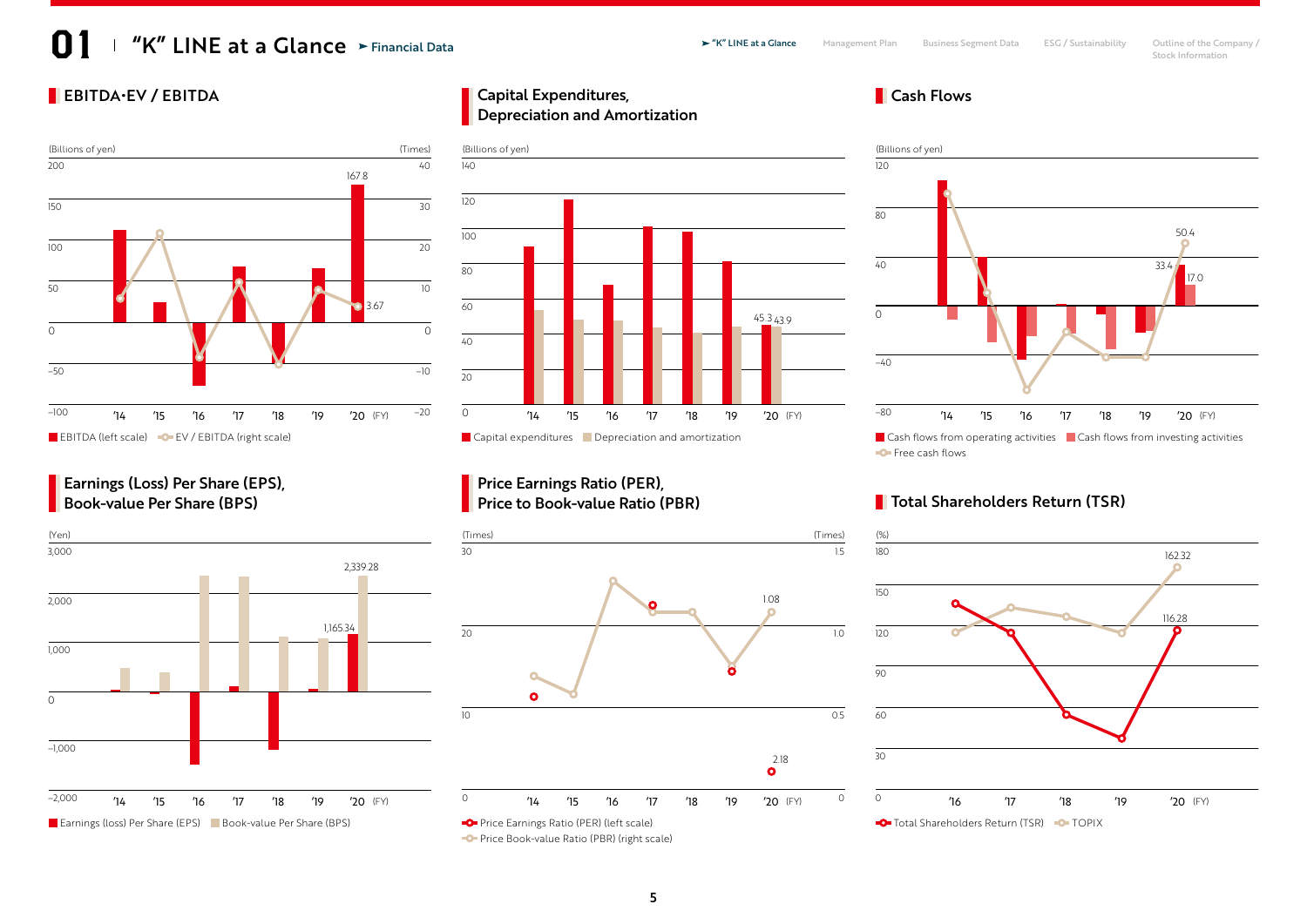# 01 "K" LINE at a Glance ➤ Financial Data

## EBITDA･EV / EBITDA

(Billions of yen) (Times)

167.8

3.67

■ EBITDA (left scale) ○ EV / EBITDA (right scale)

## Capital Expenditures, Depreciation and Amortization

(Billions of yen)

45.3 43.9

■ Capital expenditures ■ Depreciation and amortization

## Cash Flows

(Billions of yen)

50.4

33.4

17.0

■ Cash flows from operating activities ■ Cash flows from investing activities ○ Free cash flows

## Earnings (Loss) Per Share (EPS), Book-value Per Share (BPS)

(Yen)

2,339.28

1,165.34

■ Earnings (loss) Per Share (EPS) ■ Book-value Per Share (BPS)

## Price Earnings Ratio (PER), Price to Book-value Ratio (PBR)

(Times) (Times)

1.08

2.18

○ Price Earnings Ratio (PER) (left scale) ○ Price Book-value Ratio (PBR) (right scale)

## Total Shareholders Return (TSR)

(%)

162.32

116.28

○ Total Shareholders Return (TSR) ○ TOPIX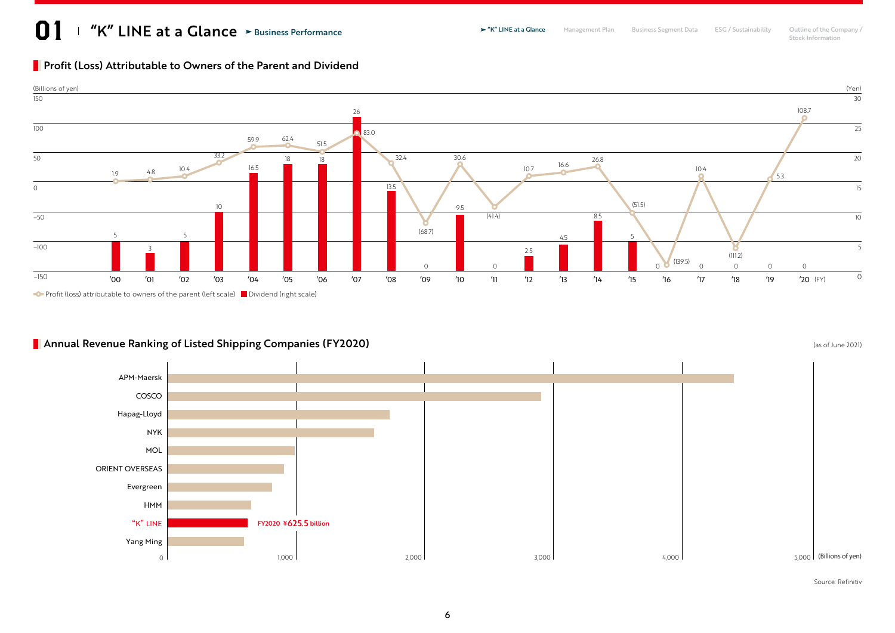# 01 "K" LINE at a Glance ➤ Business Performance

## Profit (Loss) Attributable to Owners of the Parent and Dividend

(Billions of yen) / (Yen)

| FY | Profit (loss) attributable to owners of the parent (left scale) | Dividend (right scale) |
|---|---|---|
| '00 | 1.9 | 5 |
| '01 | 4.8 | 3 |
| '02 | 10.4 | 5 |
| '03 | 33.2 | 10 |
| '04 | 59.9 | 16.5 |
| '05 | 62.4 | 18 |
| '06 | 51.5 | 18 |
| '07 | 83.0 | 26 |
| '08 | 32.4 | 13.5 |
| '09 | (68.7) | 0 |
| '10 | 30.6 | 9.5 |
| '11 | (41.4) | 0 |
| '12 | 10.7 | 2.5 |
| '13 | 16.6 | 4.5 |
| '14 | 26.8 | 8.5 |
| '15 | (51.5) | 5 |
| '16 | (139.5) | 0 |
| '17 | 10.4 | 0 |
| '18 | (111.2) | 0 |
| '19 | 5.3 | 0 |
| '20 | 108.7 | 0 |

## Annual Revenue Ranking of Listed Shipping Companies (FY2020)

(as of June 2021)

(Billions of yen)

1. APM-Maersk
2. COSCO
3. Hapag-Lloyd
4. NYK
5. MOL
6. ORIENT OVERSEAS
7. Evergreen
8. HMM
9. "K" LINE — FY2020 ¥625.5 billion
10. Yang Ming

Source: Refinitiv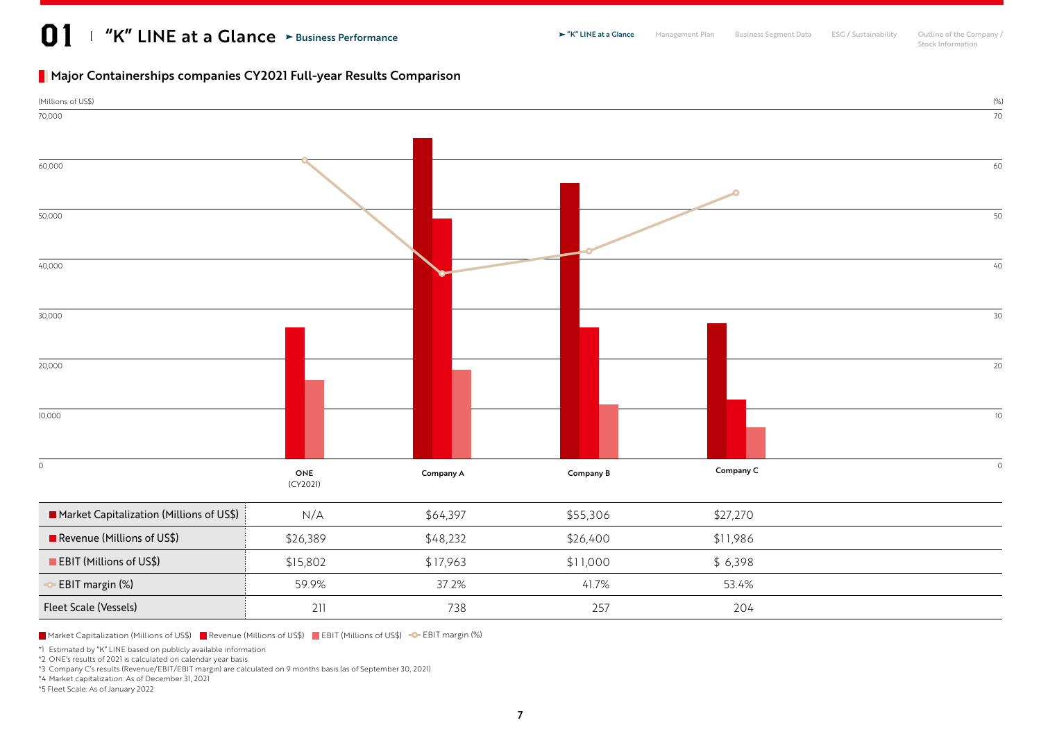# 01 "K" LINE at a Glance ➤ Business Performance

## Major Containerships companies CY2021 Full-year Results Comparison

(Millions of US$)

(%)

70,000 70

60,000 60

50,000 50

40,000 40

30,000 30

20,000 20

10,000 10

0 0

ONE (CY2021)

Company A

Company B

Company C

| | ONE (CY2021) | Company A | Company B | Company C |
|---|---|---|---|---|
| Market Capitalization (Millions of US$) | N/A | $64,397 | $55,306 | $27,270 |
| Revenue (Millions of US$) | $26,389 | $48,232 | $26,400 | $11,986 |
| EBIT (Millions of US$) | $15,802 | $17,963 | $11,000 | $ 6,398 |
| EBIT margin (%) | 59.9% | 37.2% | 41.7% | 53.4% |
| Fleet Scale (Vessels) | 211 | 738 | 257 | 204 |

Market Capitalization (Millions of US$) Revenue (Millions of US$) EBIT (Millions of US$) EBIT margin (%)

*1 Estimated by "K" LINE based on publicly available information

*2 ONE's results of 2021 is calculated on calendar year basis.

*3 Company C's results (Revenue/EBIT/EBIT margin) are calculated on 9 months basis.(as of September 30, 2021)

*4 Market capitalization: As of December 31, 2021

*5 Fleet Scale: As of January 2022